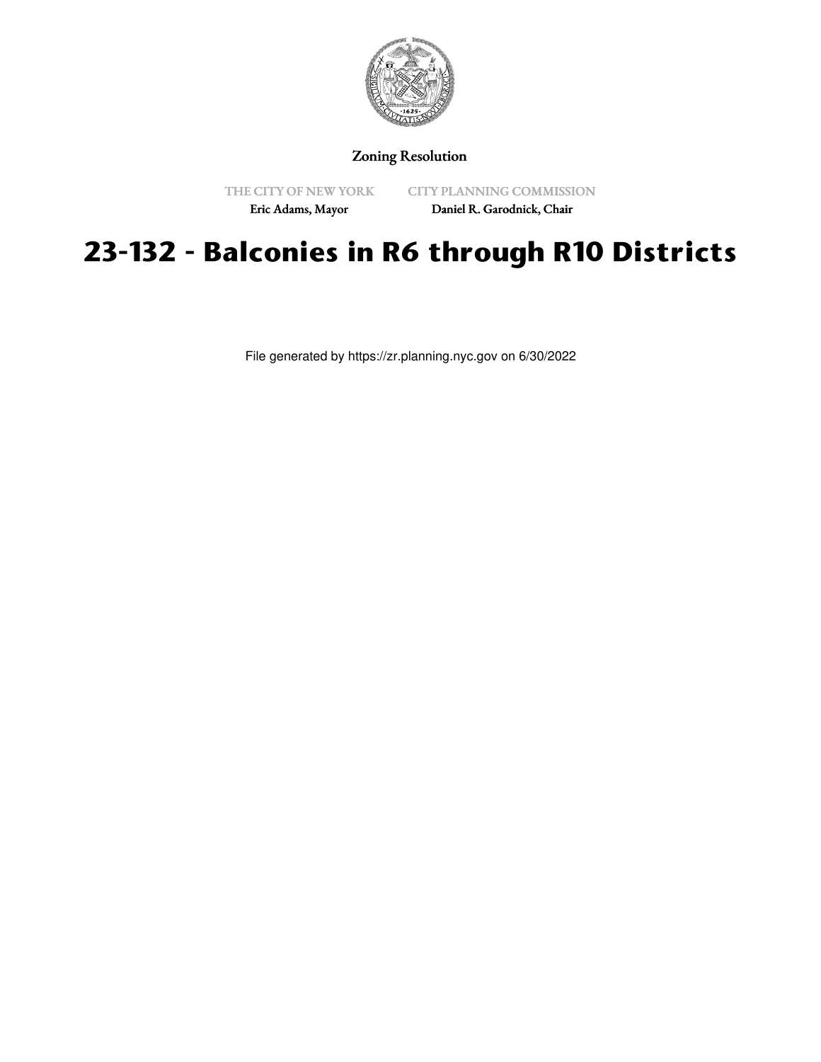Zoning Resolution

THE CITY OF NEW YORK
Eric Adams, Mayor

CITY PLANNING COMMISSION
Daniel R. Garodnick, Chair

# 23-132 - Balconies in R6 through R10 Districts

File generated by https://zr.planning.nyc.gov on 6/30/2022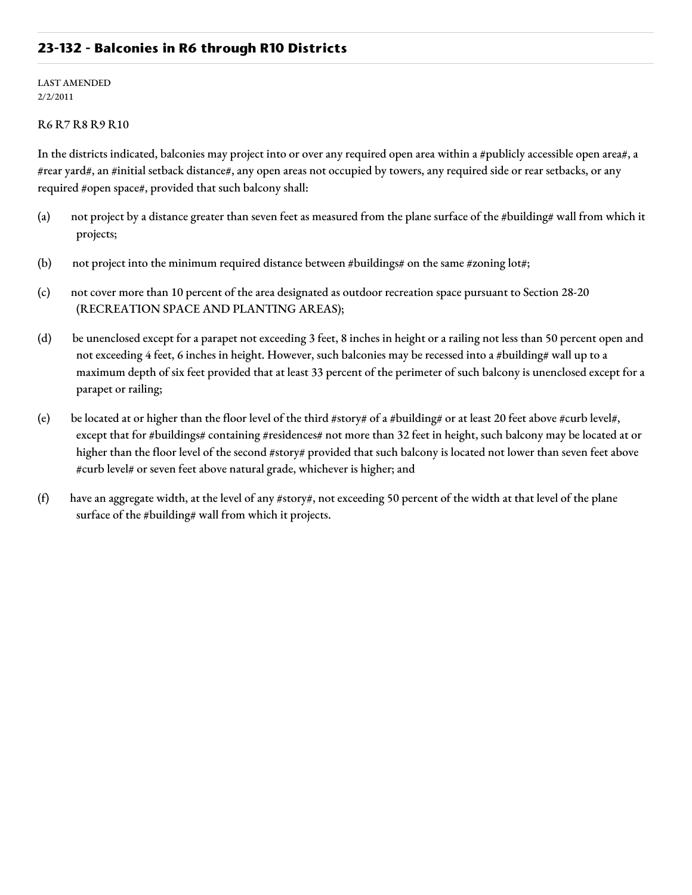## 23-132 - Balconies in R6 through R10 Districts

LAST AMENDED
2/2/2011

R6 R7 R8 R9 R10

In the districts indicated, balconies may project into or over any required open area within a #publicly accessible open area#, a #rear yard#, an #initial setback distance#, any open areas not occupied by towers, any required side or rear setbacks, or any required #open space#, provided that such balcony shall:

(a) not project by a distance greater than seven feet as measured from the plane surface of the #building# wall from which it projects;

(b) not project into the minimum required distance between #buildings# on the same #zoning lot#;

(c) not cover more than 10 percent of the area designated as outdoor recreation space pursuant to Section 28-20 (RECREATION SPACE AND PLANTING AREAS);

(d) be unenclosed except for a parapet not exceeding 3 feet, 8 inches in height or a railing not less than 50 percent open and not exceeding 4 feet, 6 inches in height. However, such balconies may be recessed into a #building# wall up to a maximum depth of six feet provided that at least 33 percent of the perimeter of such balcony is unenclosed except for a parapet or railing;

(e) be located at or higher than the floor level of the third #story# of a #building# or at least 20 feet above #curb level#, except that for #buildings# containing #residences# not more than 32 feet in height, such balcony may be located at or higher than the floor level of the second #story# provided that such balcony is located not lower than seven feet above #curb level# or seven feet above natural grade, whichever is higher; and

(f) have an aggregate width, at the level of any #story#, not exceeding 50 percent of the width at that level of the plane surface of the #building# wall from which it projects.